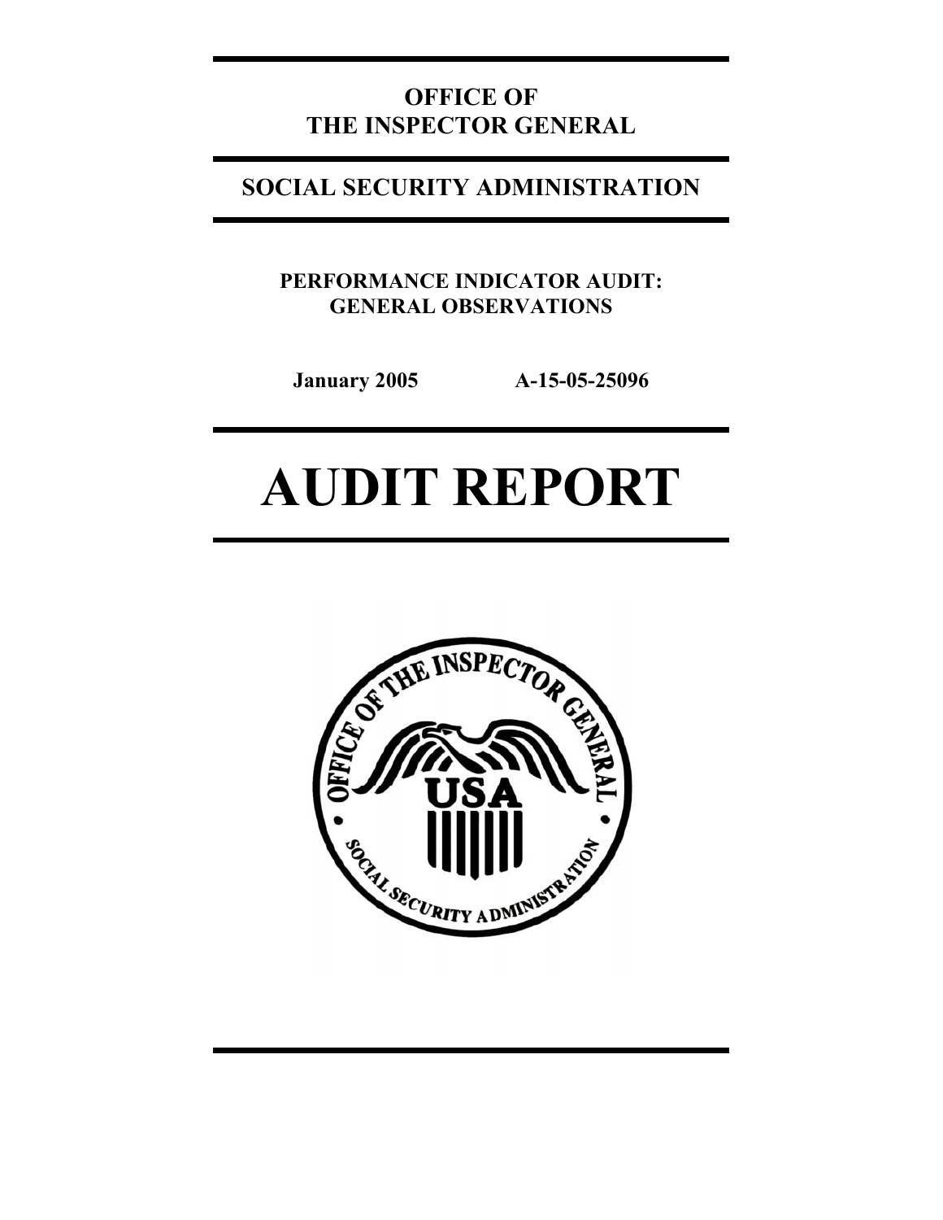# OFFICE OF THE INSPECTOR GENERAL

## SOCIAL SECURITY ADMINISTRATION

### PERFORMANCE INDICATOR AUDIT: GENERAL OBSERVATIONS

**January 2005** **A-15-05-25096**

# AUDIT REPORT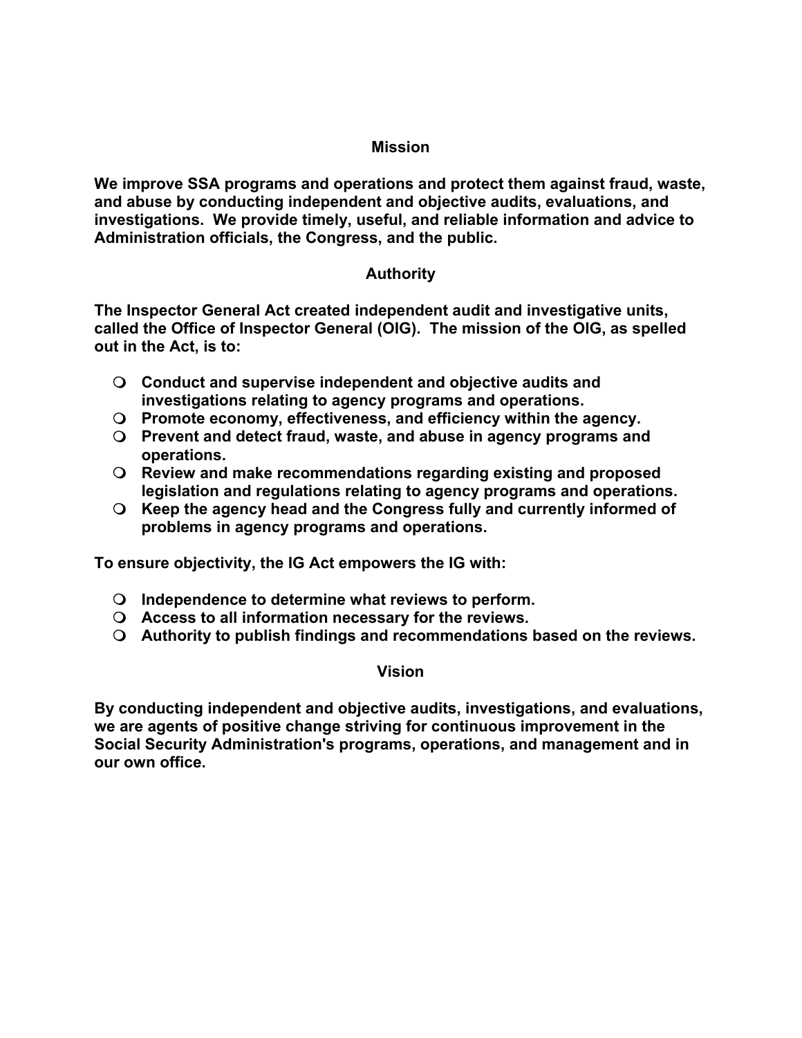## Mission

**We improve SSA programs and operations and protect them against fraud, waste, and abuse by conducting independent and objective audits, evaluations, and investigations. We provide timely, useful, and reliable information and advice to Administration officials, the Congress, and the public.**

## Authority

**The Inspector General Act created independent audit and investigative units, called the Office of Inspector General (OIG). The mission of the OIG, as spelled out in the Act, is to:**

- **Conduct and supervise independent and objective audits and investigations relating to agency programs and operations.**
- **Promote economy, effectiveness, and efficiency within the agency.**
- **Prevent and detect fraud, waste, and abuse in agency programs and operations.**
- **Review and make recommendations regarding existing and proposed legislation and regulations relating to agency programs and operations.**
- **Keep the agency head and the Congress fully and currently informed of problems in agency programs and operations.**

**To ensure objectivity, the IG Act empowers the IG with:**

- **Independence to determine what reviews to perform.**
- **Access to all information necessary for the reviews.**
- **Authority to publish findings and recommendations based on the reviews.**

## Vision

**By conducting independent and objective audits, investigations, and evaluations, we are agents of positive change striving for continuous improvement in the Social Security Administration's programs, operations, and management and in our own office.**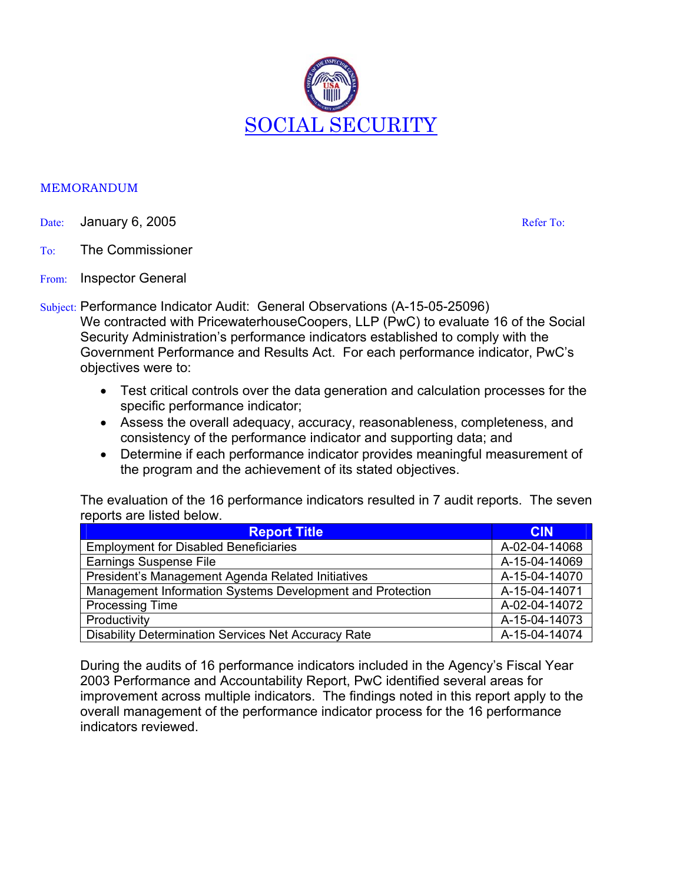# SOCIAL SECURITY

MEMORANDUM

Date: January 6, 2005 Refer To:

To: The Commissioner

From: Inspector General

Subject: Performance Indicator Audit: General Observations (A-15-05-25096)

We contracted with PricewaterhouseCoopers, LLP (PwC) to evaluate 16 of the Social Security Administration's performance indicators established to comply with the Government Performance and Results Act. For each performance indicator, PwC's objectives were to:

- Test critical controls over the data generation and calculation processes for the specific performance indicator;
- Assess the overall adequacy, accuracy, reasonableness, completeness, and consistency of the performance indicator and supporting data; and
- Determine if each performance indicator provides meaningful measurement of the program and the achievement of its stated objectives.

The evaluation of the 16 performance indicators resulted in 7 audit reports. The seven reports are listed below.

| Report Title | CIN |
|---|---|
| Employment for Disabled Beneficiaries | A-02-04-14068 |
| Earnings Suspense File | A-15-04-14069 |
| President's Management Agenda Related Initiatives | A-15-04-14070 |
| Management Information Systems Development and Protection | A-15-04-14071 |
| Processing Time | A-02-04-14072 |
| Productivity | A-15-04-14073 |
| Disability Determination Services Net Accuracy Rate | A-15-04-14074 |

During the audits of 16 performance indicators included in the Agency's Fiscal Year 2003 Performance and Accountability Report, PwC identified several areas for improvement across multiple indicators. The findings noted in this report apply to the overall management of the performance indicator process for the 16 performance indicators reviewed.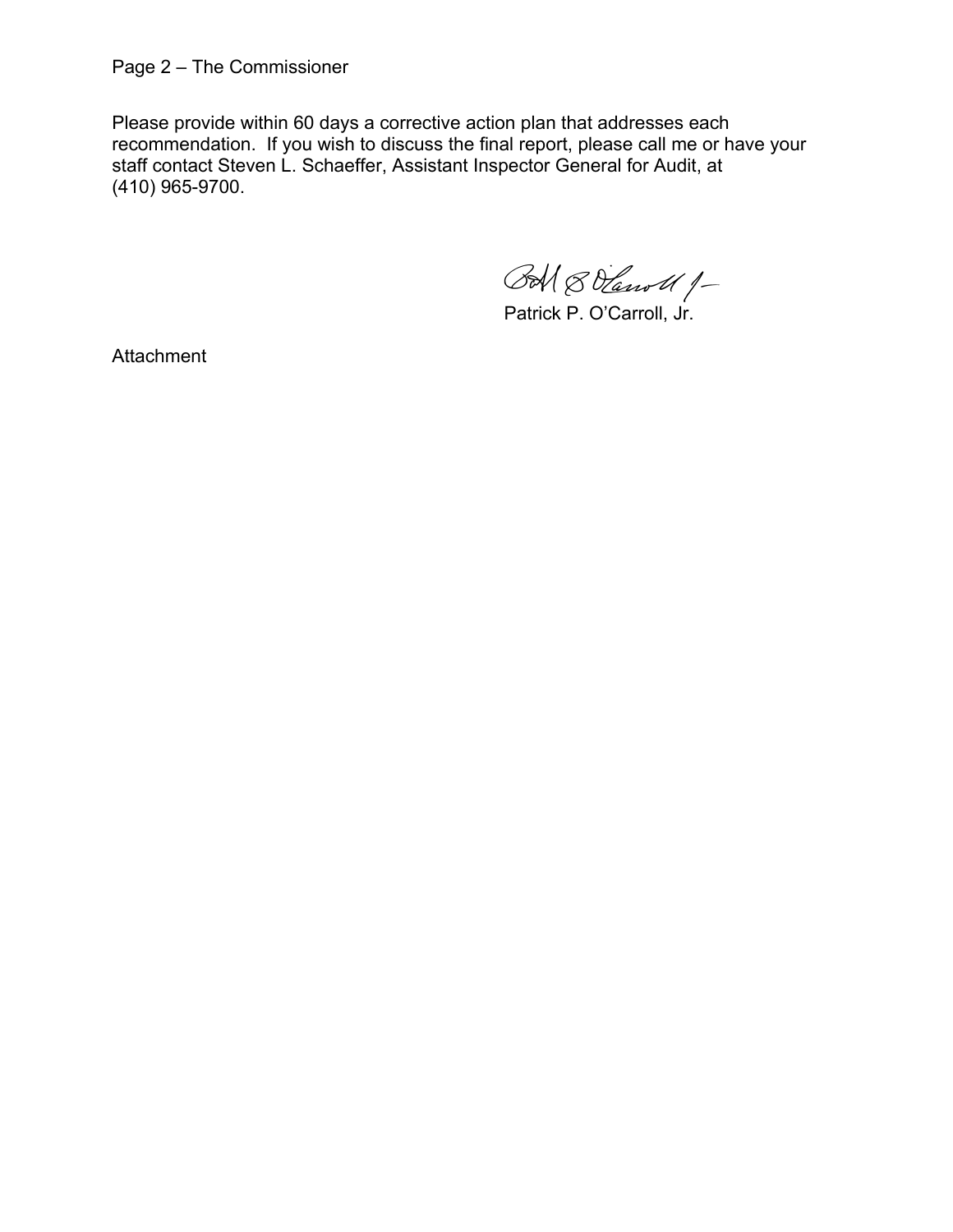Please provide within 60 days a corrective action plan that addresses each recommendation. If you wish to discuss the final report, please call me or have your staff contact Steven L. Schaeffer, Assistant Inspector General for Audit, at (410) 965-9700.

Patrick P. O'Carroll, Jr.

Attachment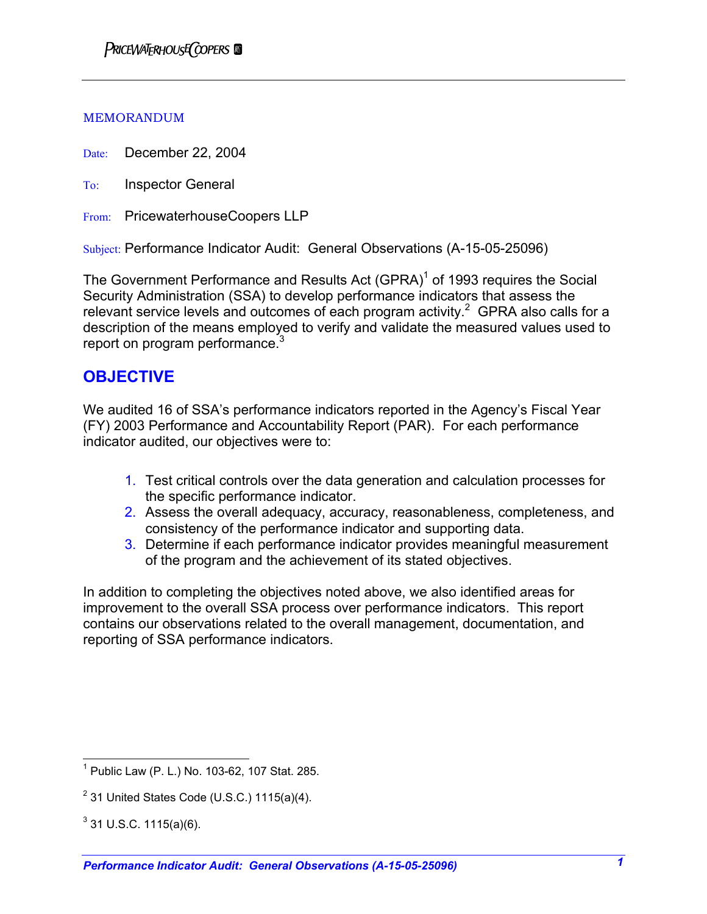PRICEWATERHOUSECOOPERS

MEMORANDUM

Date: December 22, 2004

To: Inspector General

From: PricewaterhouseCoopers LLP

Subject: Performance Indicator Audit: General Observations (A-15-05-25096)

The Government Performance and Results Act (GPRA)[1] of 1993 requires the Social Security Administration (SSA) to develop performance indicators that assess the relevant service levels and outcomes of each program activity.[2] GPRA also calls for a description of the means employed to verify and validate the measured values used to report on program performance.[3]

## OBJECTIVE

We audited 16 of SSA's performance indicators reported in the Agency's Fiscal Year (FY) 2003 Performance and Accountability Report (PAR). For each performance indicator audited, our objectives were to:

1. Test critical controls over the data generation and calculation processes for the specific performance indicator.
2. Assess the overall adequacy, accuracy, reasonableness, completeness, and consistency of the performance indicator and supporting data.
3. Determine if each performance indicator provides meaningful measurement of the program and the achievement of its stated objectives.

In addition to completing the objectives noted above, we also identified areas for improvement to the overall SSA process over performance indicators. This report contains our observations related to the overall management, documentation, and reporting of SSA performance indicators.

---

[1] Public Law (P. L.) No. 103-62, 107 Stat. 285.

[2] 31 United States Code (U.S.C.) 1115(a)(4).

[3] 31 U.S.C. 1115(a)(6).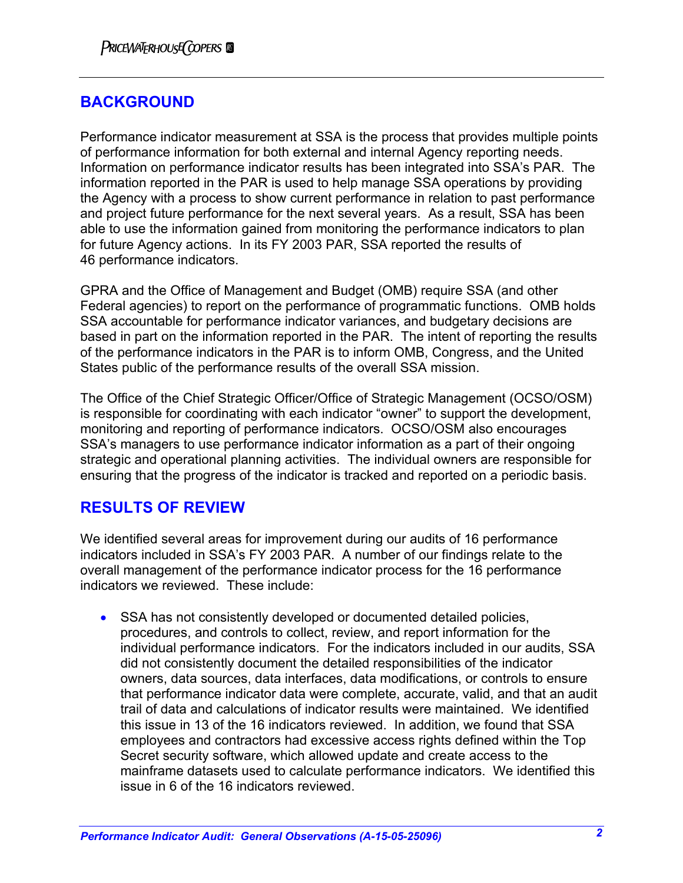## BACKGROUND

Performance indicator measurement at SSA is the process that provides multiple points of performance information for both external and internal Agency reporting needs. Information on performance indicator results has been integrated into SSA's PAR. The information reported in the PAR is used to help manage SSA operations by providing the Agency with a process to show current performance in relation to past performance and project future performance for the next several years. As a result, SSA has been able to use the information gained from monitoring the performance indicators to plan for future Agency actions. In its FY 2003 PAR, SSA reported the results of 46 performance indicators.

GPRA and the Office of Management and Budget (OMB) require SSA (and other Federal agencies) to report on the performance of programmatic functions. OMB holds SSA accountable for performance indicator variances, and budgetary decisions are based in part on the information reported in the PAR. The intent of reporting the results of the performance indicators in the PAR is to inform OMB, Congress, and the United States public of the performance results of the overall SSA mission.

The Office of the Chief Strategic Officer/Office of Strategic Management (OCSO/OSM) is responsible for coordinating with each indicator "owner" to support the development, monitoring and reporting of performance indicators. OCSO/OSM also encourages SSA's managers to use performance indicator information as a part of their ongoing strategic and operational planning activities. The individual owners are responsible for ensuring that the progress of the indicator is tracked and reported on a periodic basis.

## RESULTS OF REVIEW

We identified several areas for improvement during our audits of 16 performance indicators included in SSA's FY 2003 PAR. A number of our findings relate to the overall management of the performance indicator process for the 16 performance indicators we reviewed. These include:

- SSA has not consistently developed or documented detailed policies, procedures, and controls to collect, review, and report information for the individual performance indicators. For the indicators included in our audits, SSA did not consistently document the detailed responsibilities of the indicator owners, data sources, data interfaces, data modifications, or controls to ensure that performance indicator data were complete, accurate, valid, and that an audit trail of data and calculations of indicator results were maintained. We identified this issue in 13 of the 16 indicators reviewed. In addition, we found that SSA employees and contractors had excessive access rights defined within the Top Secret security software, which allowed update and create access to the mainframe datasets used to calculate performance indicators. We identified this issue in 6 of the 16 indicators reviewed.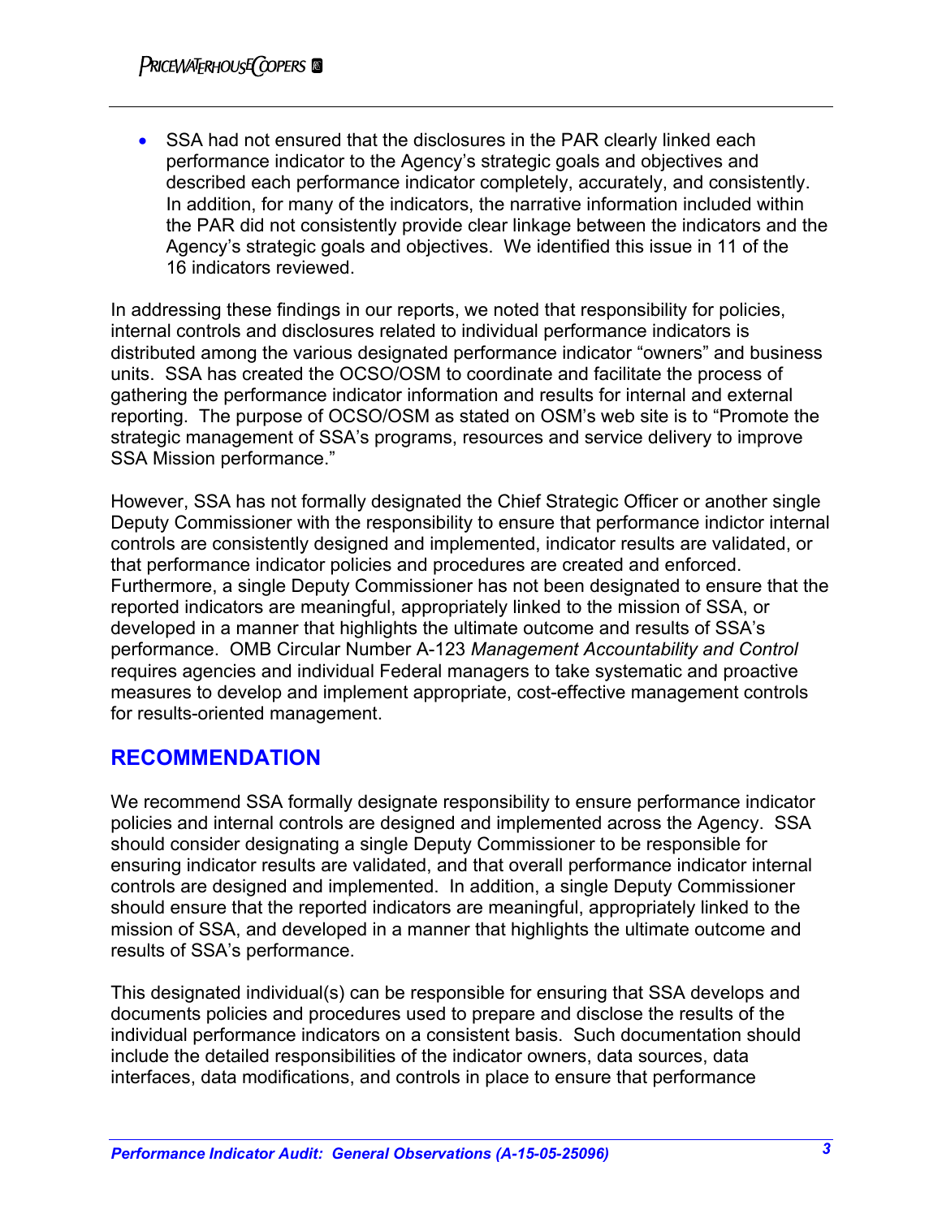- SSA had not ensured that the disclosures in the PAR clearly linked each performance indicator to the Agency's strategic goals and objectives and described each performance indicator completely, accurately, and consistently. In addition, for many of the indicators, the narrative information included within the PAR did not consistently provide clear linkage between the indicators and the Agency's strategic goals and objectives. We identified this issue in 11 of the 16 indicators reviewed.

In addressing these findings in our reports, we noted that responsibility for policies, internal controls and disclosures related to individual performance indicators is distributed among the various designated performance indicator "owners" and business units. SSA has created the OCSO/OSM to coordinate and facilitate the process of gathering the performance indicator information and results for internal and external reporting. The purpose of OCSO/OSM as stated on OSM's web site is to "Promote the strategic management of SSA's programs, resources and service delivery to improve SSA Mission performance."

However, SSA has not formally designated the Chief Strategic Officer or another single Deputy Commissioner with the responsibility to ensure that performance indictor internal controls are consistently designed and implemented, indicator results are validated, or that performance indicator policies and procedures are created and enforced. Furthermore, a single Deputy Commissioner has not been designated to ensure that the reported indicators are meaningful, appropriately linked to the mission of SSA, or developed in a manner that highlights the ultimate outcome and results of SSA's performance. OMB Circular Number A-123 *Management Accountability and Control* requires agencies and individual Federal managers to take systematic and proactive measures to develop and implement appropriate, cost-effective management controls for results-oriented management.

## RECOMMENDATION

We recommend SSA formally designate responsibility to ensure performance indicator policies and internal controls are designed and implemented across the Agency. SSA should consider designating a single Deputy Commissioner to be responsible for ensuring indicator results are validated, and that overall performance indicator internal controls are designed and implemented. In addition, a single Deputy Commissioner should ensure that the reported indicators are meaningful, appropriately linked to the mission of SSA, and developed in a manner that highlights the ultimate outcome and results of SSA's performance.

This designated individual(s) can be responsible for ensuring that SSA develops and documents policies and procedures used to prepare and disclose the results of the individual performance indicators on a consistent basis. Such documentation should include the detailed responsibilities of the indicator owners, data sources, data interfaces, data modifications, and controls in place to ensure that performance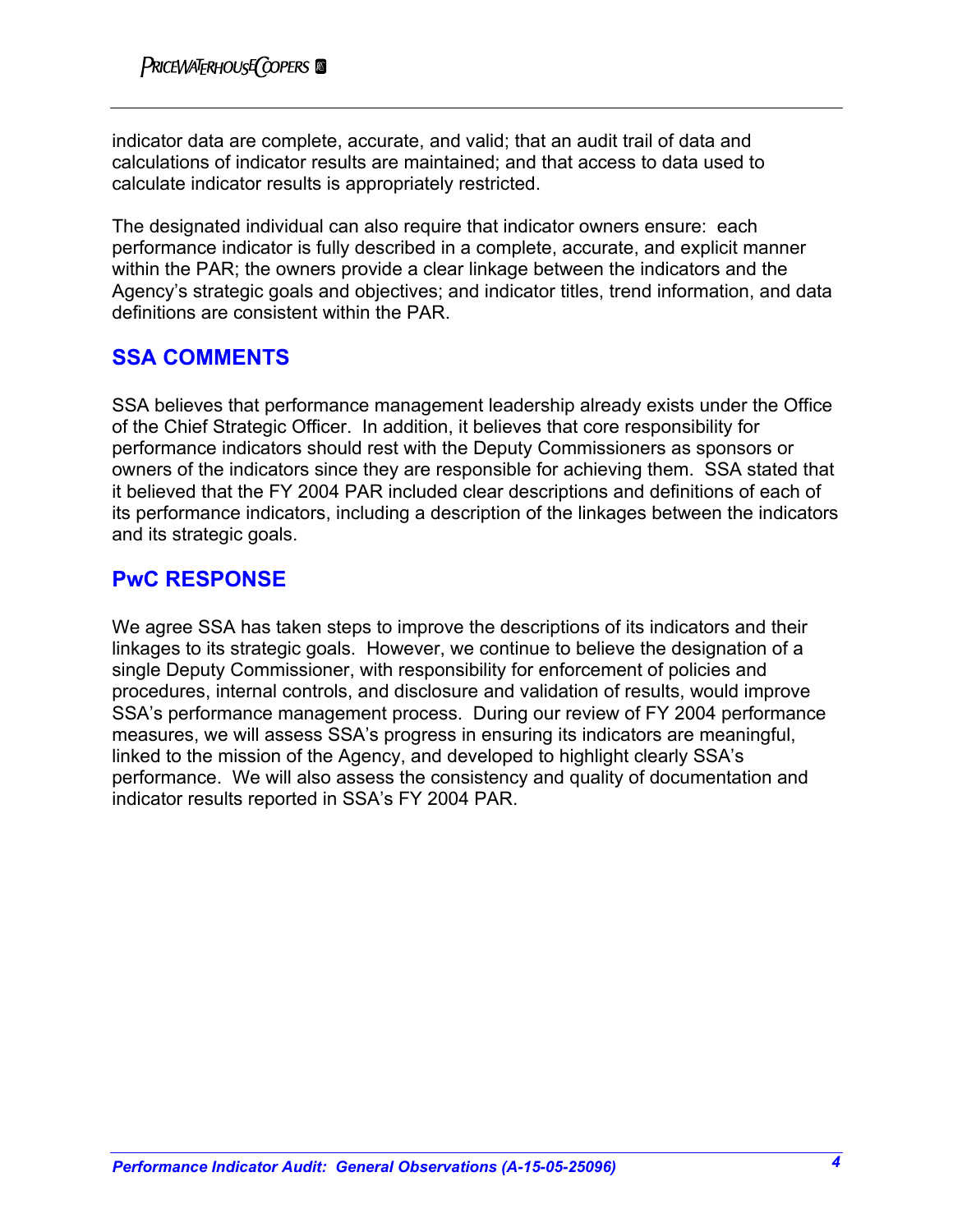indicator data are complete, accurate, and valid; that an audit trail of data and calculations of indicator results are maintained; and that access to data used to calculate indicator results is appropriately restricted.

The designated individual can also require that indicator owners ensure: each performance indicator is fully described in a complete, accurate, and explicit manner within the PAR; the owners provide a clear linkage between the indicators and the Agency's strategic goals and objectives; and indicator titles, trend information, and data definitions are consistent within the PAR.

## SSA COMMENTS

SSA believes that performance management leadership already exists under the Office of the Chief Strategic Officer. In addition, it believes that core responsibility for performance indicators should rest with the Deputy Commissioners as sponsors or owners of the indicators since they are responsible for achieving them. SSA stated that it believed that the FY 2004 PAR included clear descriptions and definitions of each of its performance indicators, including a description of the linkages between the indicators and its strategic goals.

## PwC RESPONSE

We agree SSA has taken steps to improve the descriptions of its indicators and their linkages to its strategic goals. However, we continue to believe the designation of a single Deputy Commissioner, with responsibility for enforcement of policies and procedures, internal controls, and disclosure and validation of results, would improve SSA's performance management process. During our review of FY 2004 performance measures, we will assess SSA's progress in ensuring its indicators are meaningful, linked to the mission of the Agency, and developed to highlight clearly SSA's performance. We will also assess the consistency and quality of documentation and indicator results reported in SSA's FY 2004 PAR.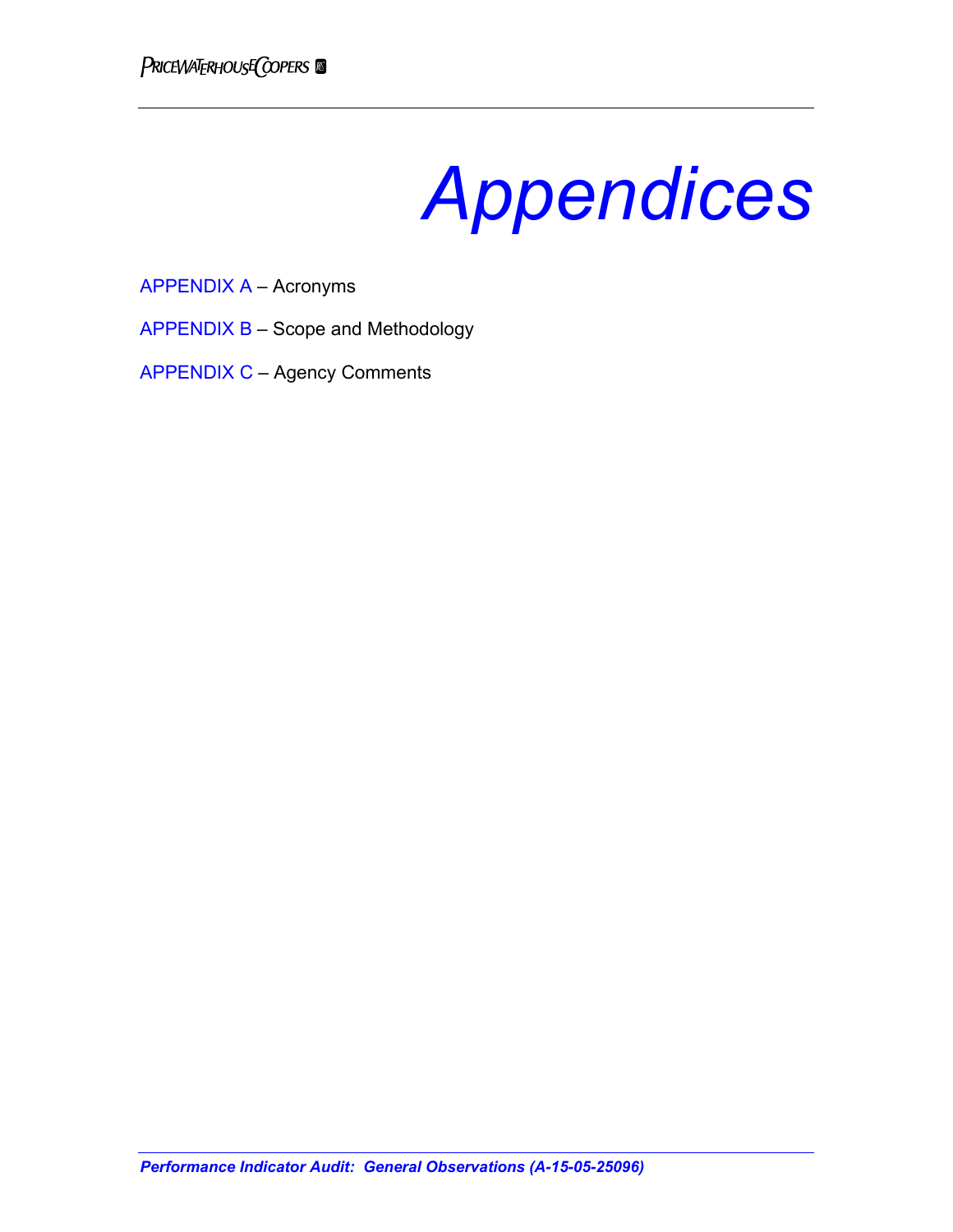# Appendices

APPENDIX A – Acronyms

APPENDIX B – Scope and Methodology

APPENDIX C – Agency Comments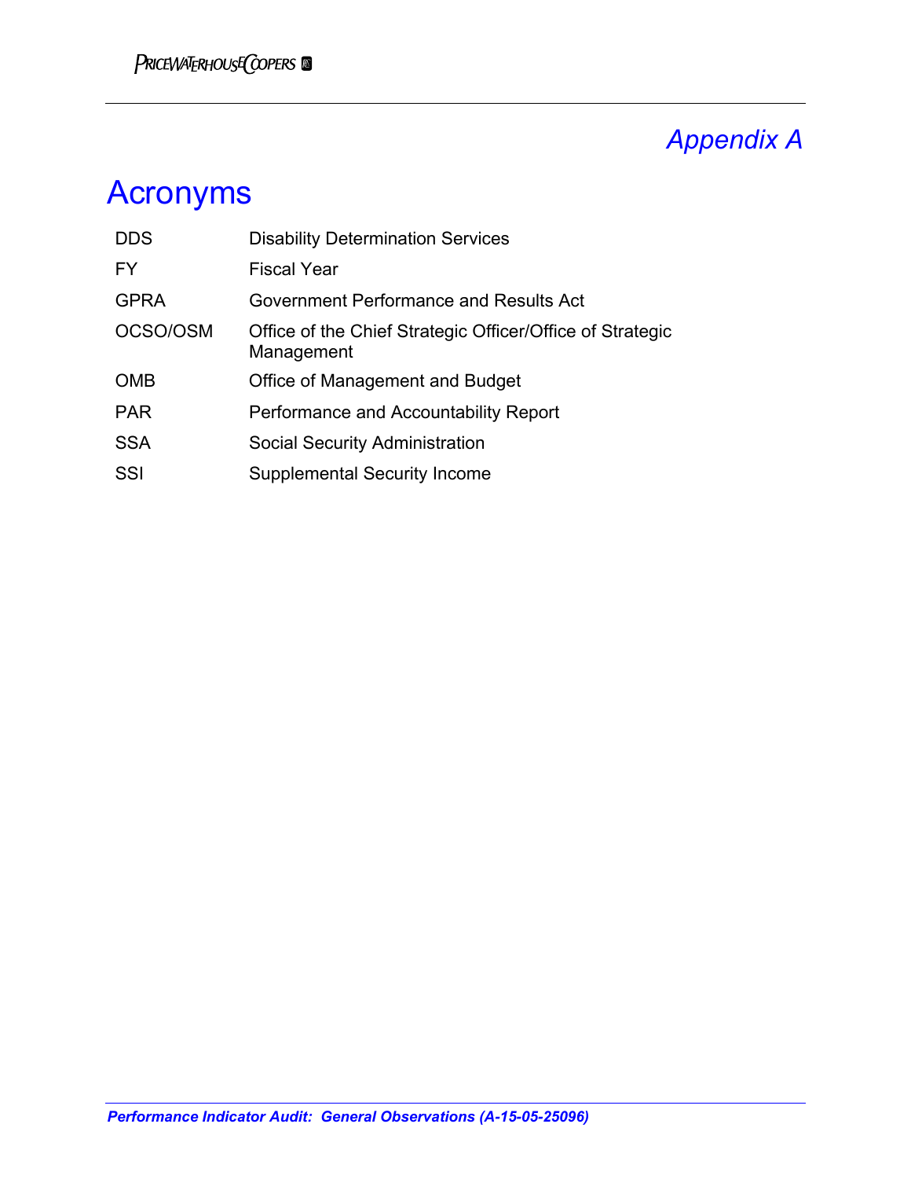# Appendix A

## Acronyms

| | |
|---|---|
| DDS | Disability Determination Services |
| FY | Fiscal Year |
| GPRA | Government Performance and Results Act |
| OCSO/OSM | Office of the Chief Strategic Officer/Office of Strategic Management |
| OMB | Office of Management and Budget |
| PAR | Performance and Accountability Report |
| SSA | Social Security Administration |
| SSI | Supplemental Security Income |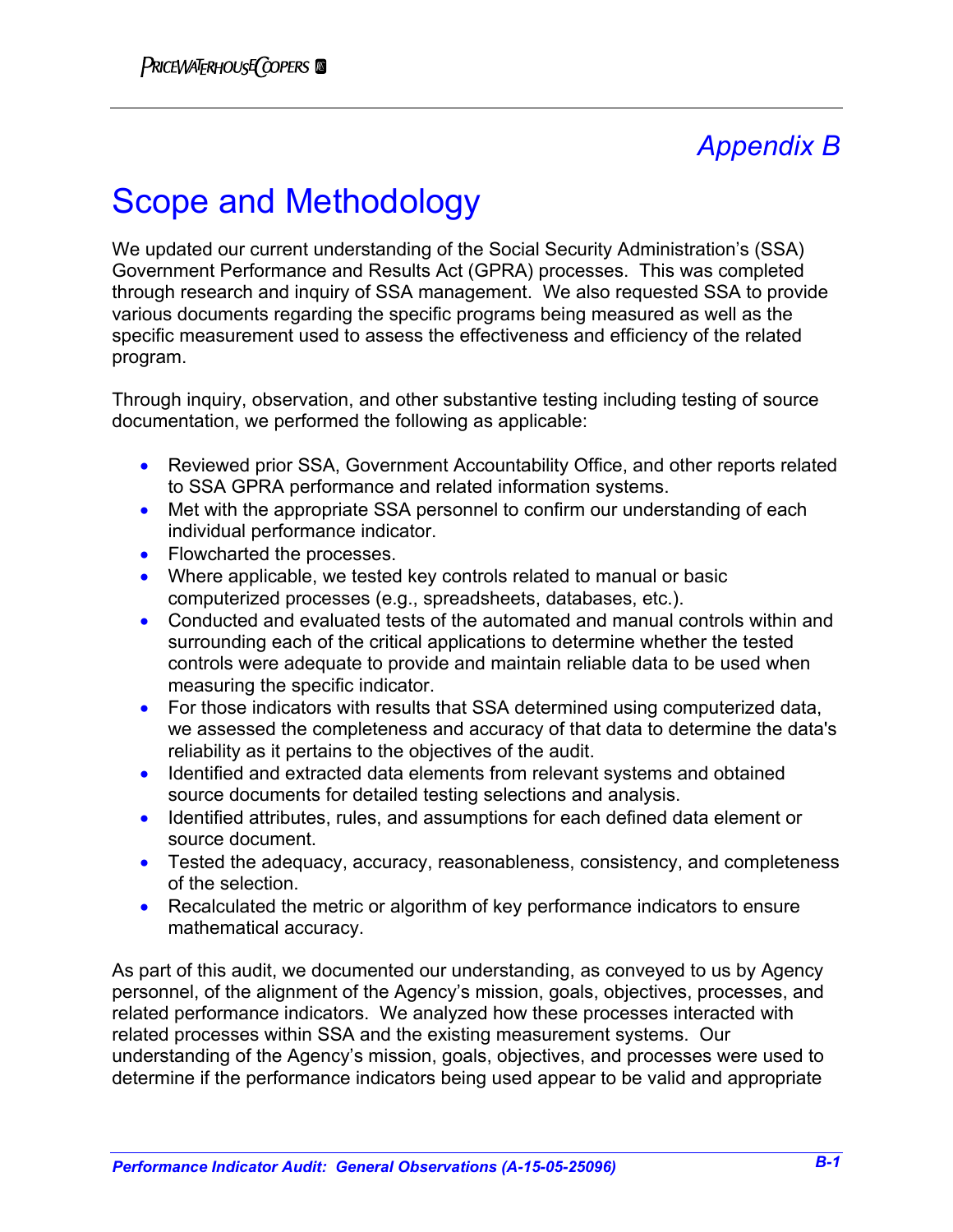# Appendix B

# Scope and Methodology

We updated our current understanding of the Social Security Administration's (SSA) Government Performance and Results Act (GPRA) processes. This was completed through research and inquiry of SSA management. We also requested SSA to provide various documents regarding the specific programs being measured as well as the specific measurement used to assess the effectiveness and efficiency of the related program.

Through inquiry, observation, and other substantive testing including testing of source documentation, we performed the following as applicable:

- Reviewed prior SSA, Government Accountability Office, and other reports related to SSA GPRA performance and related information systems.
- Met with the appropriate SSA personnel to confirm our understanding of each individual performance indicator.
- Flowcharted the processes.
- Where applicable, we tested key controls related to manual or basic computerized processes (e.g., spreadsheets, databases, etc.).
- Conducted and evaluated tests of the automated and manual controls within and surrounding each of the critical applications to determine whether the tested controls were adequate to provide and maintain reliable data to be used when measuring the specific indicator.
- For those indicators with results that SSA determined using computerized data, we assessed the completeness and accuracy of that data to determine the data's reliability as it pertains to the objectives of the audit.
- Identified and extracted data elements from relevant systems and obtained source documents for detailed testing selections and analysis.
- Identified attributes, rules, and assumptions for each defined data element or source document.
- Tested the adequacy, accuracy, reasonableness, consistency, and completeness of the selection.
- Recalculated the metric or algorithm of key performance indicators to ensure mathematical accuracy.

As part of this audit, we documented our understanding, as conveyed to us by Agency personnel, of the alignment of the Agency's mission, goals, objectives, processes, and related performance indicators. We analyzed how these processes interacted with related processes within SSA and the existing measurement systems. Our understanding of the Agency's mission, goals, objectives, and processes were used to determine if the performance indicators being used appear to be valid and appropriate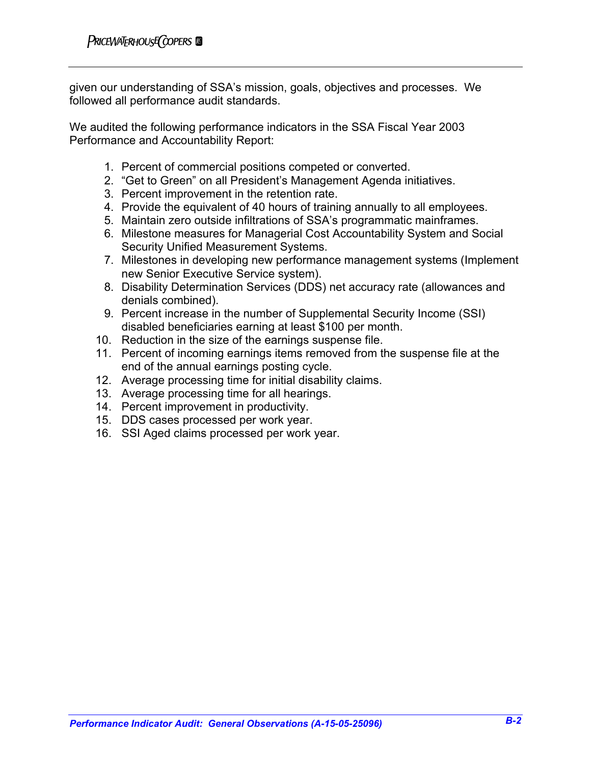given our understanding of SSA's mission, goals, objectives and processes. We followed all performance audit standards.

We audited the following performance indicators in the SSA Fiscal Year 2003 Performance and Accountability Report:

1. Percent of commercial positions competed or converted.
2. "Get to Green" on all President's Management Agenda initiatives.
3. Percent improvement in the retention rate.
4. Provide the equivalent of 40 hours of training annually to all employees.
5. Maintain zero outside infiltrations of SSA's programmatic mainframes.
6. Milestone measures for Managerial Cost Accountability System and Social Security Unified Measurement Systems.
7. Milestones in developing new performance management systems (Implement new Senior Executive Service system).
8. Disability Determination Services (DDS) net accuracy rate (allowances and denials combined).
9. Percent increase in the number of Supplemental Security Income (SSI) disabled beneficiaries earning at least $100 per month.
10. Reduction in the size of the earnings suspense file.
11. Percent of incoming earnings items removed from the suspense file at the end of the annual earnings posting cycle.
12. Average processing time for initial disability claims.
13. Average processing time for all hearings.
14. Percent improvement in productivity.
15. DDS cases processed per work year.
16. SSI Aged claims processed per work year.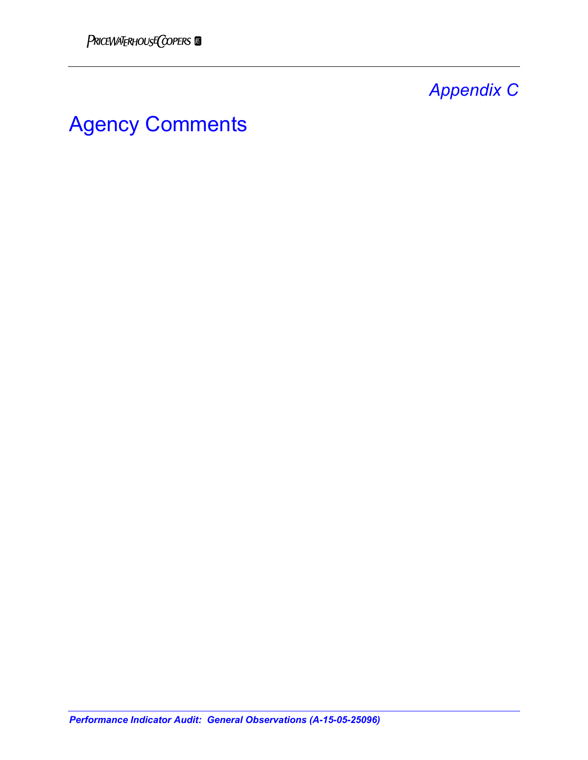*Appendix C*

# Agency Comments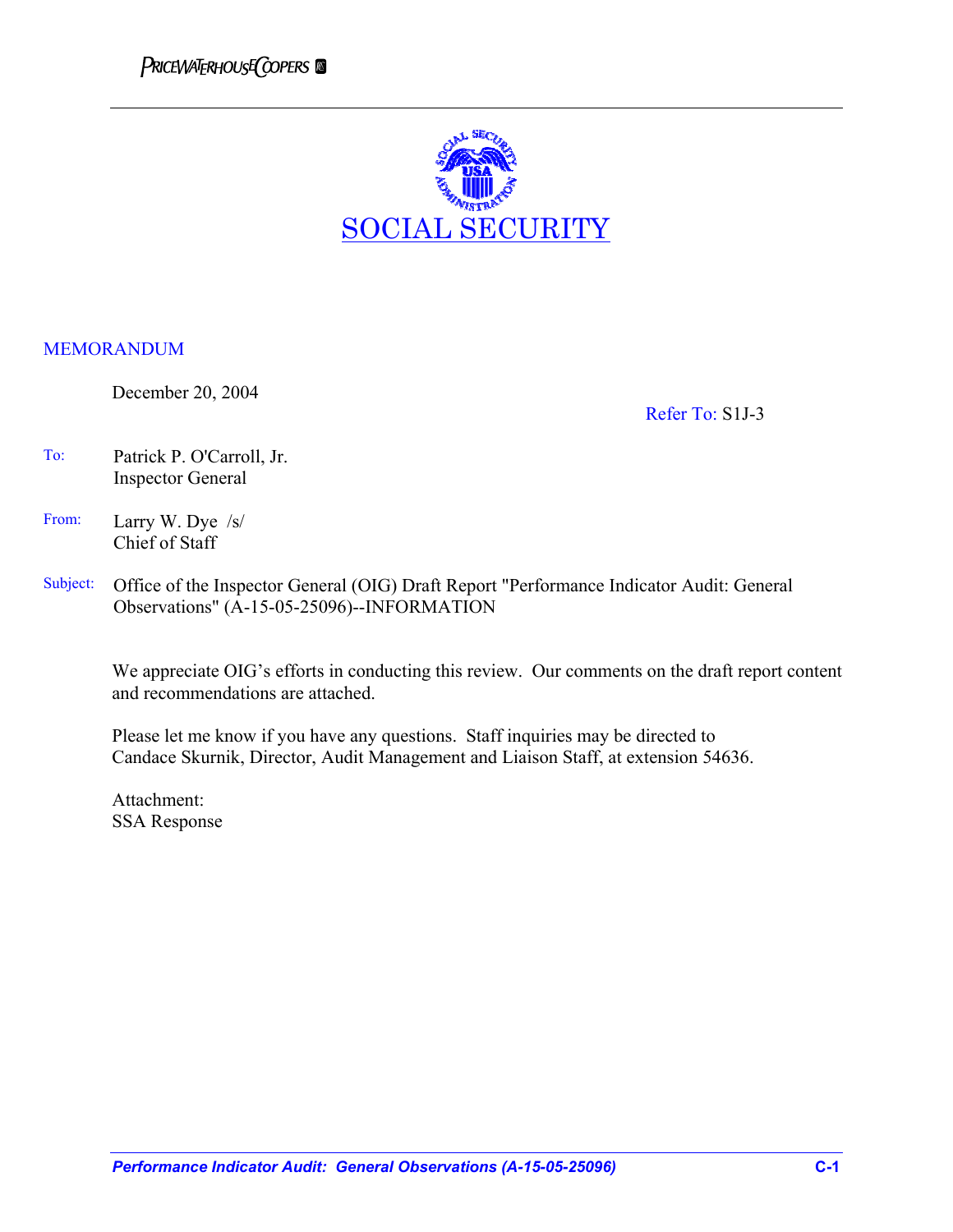SOCIAL SECURITY

MEMORANDUM

December 20, 2004

Refer To: S1J-3

To: Patrick P. O'Carroll, Jr.
Inspector General

From: Larry W. Dye /s/
Chief of Staff

Subject: Office of the Inspector General (OIG) Draft Report "Performance Indicator Audit: General Observations" (A-15-05-25096)--INFORMATION

We appreciate OIG's efforts in conducting this review. Our comments on the draft report content and recommendations are attached.

Please let me know if you have any questions. Staff inquiries may be directed to Candace Skurnik, Director, Audit Management and Liaison Staff, at extension 54636.

Attachment:
SSA Response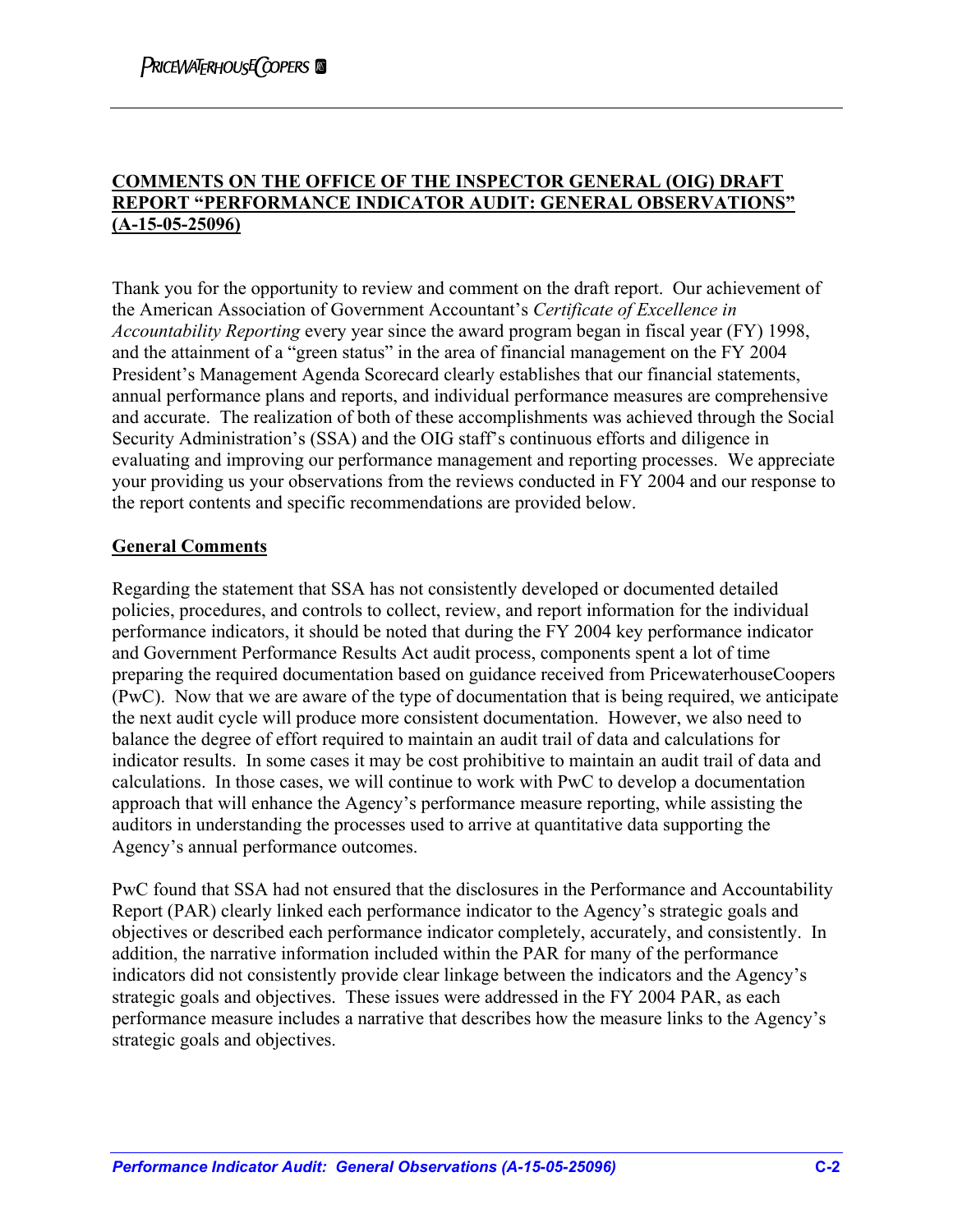**COMMENTS ON THE OFFICE OF THE INSPECTOR GENERAL (OIG) DRAFT REPORT "PERFORMANCE INDICATOR AUDIT: GENERAL OBSERVATIONS" (A-15-05-25096)**

Thank you for the opportunity to review and comment on the draft report. Our achievement of the American Association of Government Accountant's *Certificate of Excellence in Accountability Reporting* every year since the award program began in fiscal year (FY) 1998, and the attainment of a "green status" in the area of financial management on the FY 2004 President's Management Agenda Scorecard clearly establishes that our financial statements, annual performance plans and reports, and individual performance measures are comprehensive and accurate. The realization of both of these accomplishments was achieved through the Social Security Administration's (SSA) and the OIG staff's continuous efforts and diligence in evaluating and improving our performance management and reporting processes. We appreciate your providing us your observations from the reviews conducted in FY 2004 and our response to the report contents and specific recommendations are provided below.

**General Comments**

Regarding the statement that SSA has not consistently developed or documented detailed policies, procedures, and controls to collect, review, and report information for the individual performance indicators, it should be noted that during the FY 2004 key performance indicator and Government Performance Results Act audit process, components spent a lot of time preparing the required documentation based on guidance received from PricewaterhouseCoopers (PwC). Now that we are aware of the type of documentation that is being required, we anticipate the next audit cycle will produce more consistent documentation. However, we also need to balance the degree of effort required to maintain an audit trail of data and calculations for indicator results. In some cases it may be cost prohibitive to maintain an audit trail of data and calculations. In those cases, we will continue to work with PwC to develop a documentation approach that will enhance the Agency's performance measure reporting, while assisting the auditors in understanding the processes used to arrive at quantitative data supporting the Agency's annual performance outcomes.

PwC found that SSA had not ensured that the disclosures in the Performance and Accountability Report (PAR) clearly linked each performance indicator to the Agency's strategic goals and objectives or described each performance indicator completely, accurately, and consistently. In addition, the narrative information included within the PAR for many of the performance indicators did not consistently provide clear linkage between the indicators and the Agency's strategic goals and objectives. These issues were addressed in the FY 2004 PAR, as each performance measure includes a narrative that describes how the measure links to the Agency's strategic goals and objectives.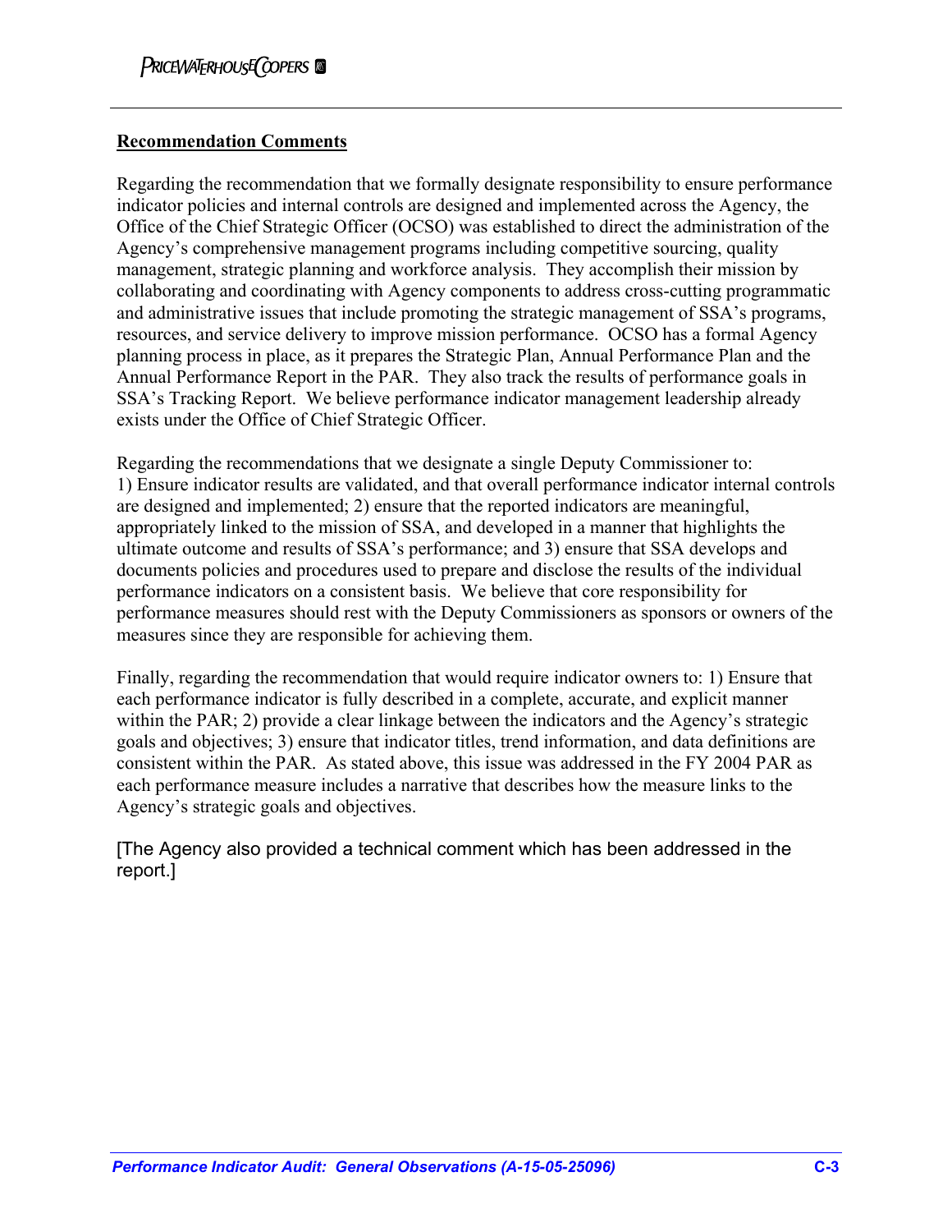**Recommendation Comments**

Regarding the recommendation that we formally designate responsibility to ensure performance indicator policies and internal controls are designed and implemented across the Agency, the Office of the Chief Strategic Officer (OCSO) was established to direct the administration of the Agency's comprehensive management programs including competitive sourcing, quality management, strategic planning and workforce analysis. They accomplish their mission by collaborating and coordinating with Agency components to address cross-cutting programmatic and administrative issues that include promoting the strategic management of SSA's programs, resources, and service delivery to improve mission performance. OCSO has a formal Agency planning process in place, as it prepares the Strategic Plan, Annual Performance Plan and the Annual Performance Report in the PAR. They also track the results of performance goals in SSA's Tracking Report. We believe performance indicator management leadership already exists under the Office of Chief Strategic Officer.

Regarding the recommendations that we designate a single Deputy Commissioner to: 1) Ensure indicator results are validated, and that overall performance indicator internal controls are designed and implemented; 2) ensure that the reported indicators are meaningful, appropriately linked to the mission of SSA, and developed in a manner that highlights the ultimate outcome and results of SSA's performance; and 3) ensure that SSA develops and documents policies and procedures used to prepare and disclose the results of the individual performance indicators on a consistent basis. We believe that core responsibility for performance measures should rest with the Deputy Commissioners as sponsors or owners of the measures since they are responsible for achieving them.

Finally, regarding the recommendation that would require indicator owners to: 1) Ensure that each performance indicator is fully described in a complete, accurate, and explicit manner within the PAR; 2) provide a clear linkage between the indicators and the Agency's strategic goals and objectives; 3) ensure that indicator titles, trend information, and data definitions are consistent within the PAR. As stated above, this issue was addressed in the FY 2004 PAR as each performance measure includes a narrative that describes how the measure links to the Agency's strategic goals and objectives.

[The Agency also provided a technical comment which has been addressed in the report.]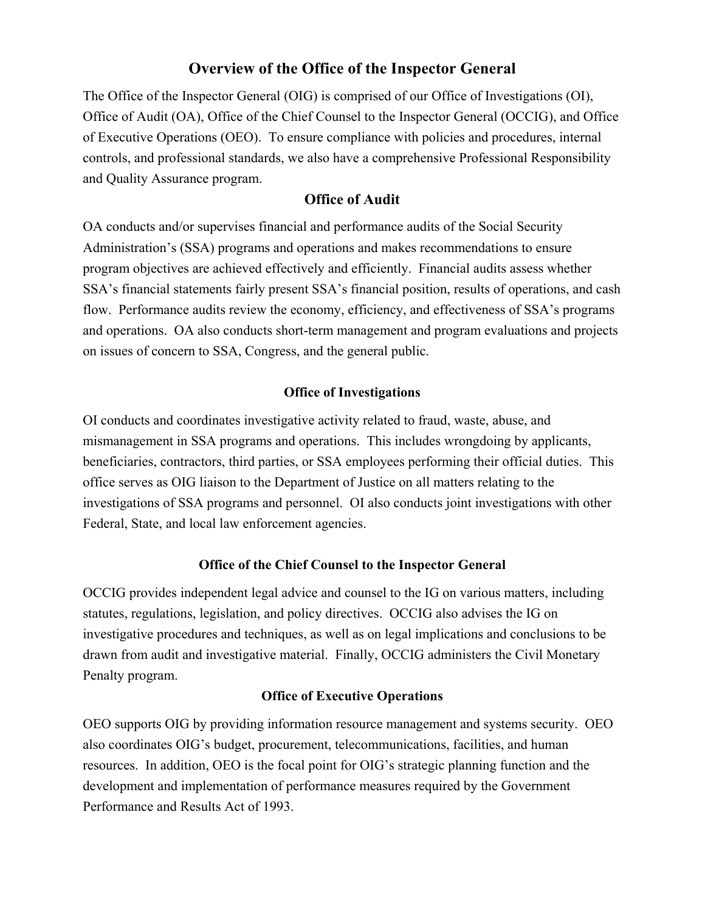# Overview of the Office of the Inspector General

The Office of the Inspector General (OIG) is comprised of our Office of Investigations (OI), Office of Audit (OA), Office of the Chief Counsel to the Inspector General (OCCIG), and Office of Executive Operations (OEO). To ensure compliance with policies and procedures, internal controls, and professional standards, we also have a comprehensive Professional Responsibility and Quality Assurance program.

## Office of Audit

OA conducts and/or supervises financial and performance audits of the Social Security Administration's (SSA) programs and operations and makes recommendations to ensure program objectives are achieved effectively and efficiently. Financial audits assess whether SSA's financial statements fairly present SSA's financial position, results of operations, and cash flow. Performance audits review the economy, efficiency, and effectiveness of SSA's programs and operations. OA also conducts short-term management and program evaluations and projects on issues of concern to SSA, Congress, and the general public.

### Office of Investigations

OI conducts and coordinates investigative activity related to fraud, waste, abuse, and mismanagement in SSA programs and operations. This includes wrongdoing by applicants, beneficiaries, contractors, third parties, or SSA employees performing their official duties. This office serves as OIG liaison to the Department of Justice on all matters relating to the investigations of SSA programs and personnel. OI also conducts joint investigations with other Federal, State, and local law enforcement agencies.

### Office of the Chief Counsel to the Inspector General

OCCIG provides independent legal advice and counsel to the IG on various matters, including statutes, regulations, legislation, and policy directives. OCCIG also advises the IG on investigative procedures and techniques, as well as on legal implications and conclusions to be drawn from audit and investigative material. Finally, OCCIG administers the Civil Monetary Penalty program.

### Office of Executive Operations

OEO supports OIG by providing information resource management and systems security. OEO also coordinates OIG's budget, procurement, telecommunications, facilities, and human resources. In addition, OEO is the focal point for OIG's strategic planning function and the development and implementation of performance measures required by the Government Performance and Results Act of 1993.